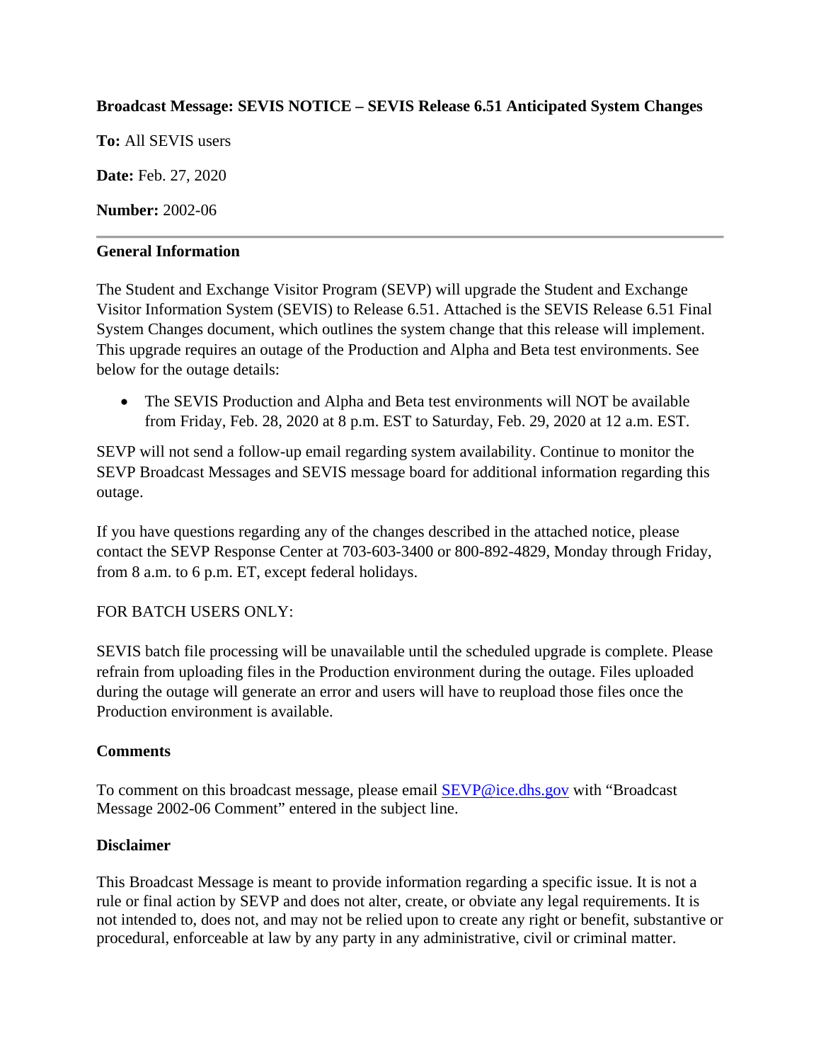**Broadcast Message: SEVIS NOTICE – SEVIS Release 6.51 Anticipated System Changes**

**To:** All SEVIS users

**Date:** Feb. 27, 2020

**Number:** 2002-06

---

**General Information**

The Student and Exchange Visitor Program (SEVP) will upgrade the Student and Exchange Visitor Information System (SEVIS) to Release 6.51. Attached is the SEVIS Release 6.51 Final System Changes document, which outlines the system change that this release will implement. This upgrade requires an outage of the Production and Alpha and Beta test environments. See below for the outage details:

- The SEVIS Production and Alpha and Beta test environments will NOT be available from Friday, Feb. 28, 2020 at 8 p.m. EST to Saturday, Feb. 29, 2020 at 12 a.m. EST.

SEVP will not send a follow-up email regarding system availability. Continue to monitor the SEVP Broadcast Messages and SEVIS message board for additional information regarding this outage.

If you have questions regarding any of the changes described in the attached notice, please contact the SEVP Response Center at 703-603-3400 or 800-892-4829, Monday through Friday, from 8 a.m. to 6 p.m. ET, except federal holidays.

FOR BATCH USERS ONLY:

SEVIS batch file processing will be unavailable until the scheduled upgrade is complete. Please refrain from uploading files in the Production environment during the outage. Files uploaded during the outage will generate an error and users will have to reupload those files once the Production environment is available.

**Comments**

To comment on this broadcast message, please email [SEVP@ice.dhs.gov](mailto:SEVP@ice.dhs.gov) with "Broadcast Message 2002-06 Comment" entered in the subject line.

**Disclaimer**

This Broadcast Message is meant to provide information regarding a specific issue. It is not a rule or final action by SEVP and does not alter, create, or obviate any legal requirements. It is not intended to, does not, and may not be relied upon to create any right or benefit, substantive or procedural, enforceable at law by any party in any administrative, civil or criminal matter.